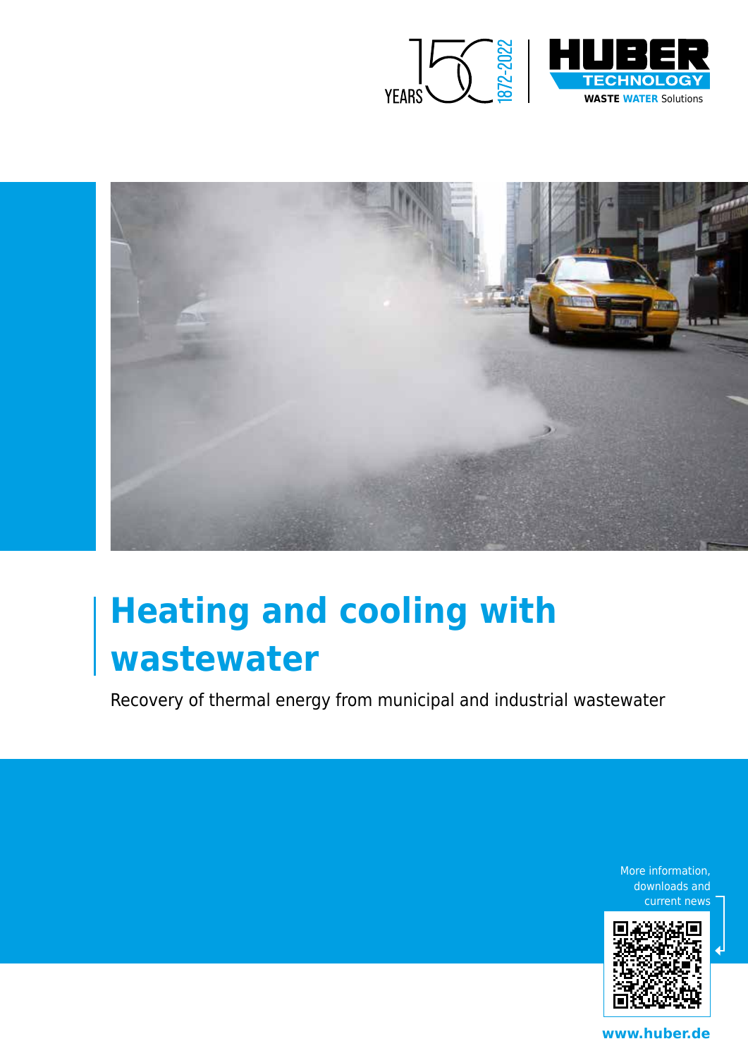# Heating and cooling with wastewater

Recovery of thermal energy from municipal and industrial wastewater

More information, downloads and current news

www.huber.de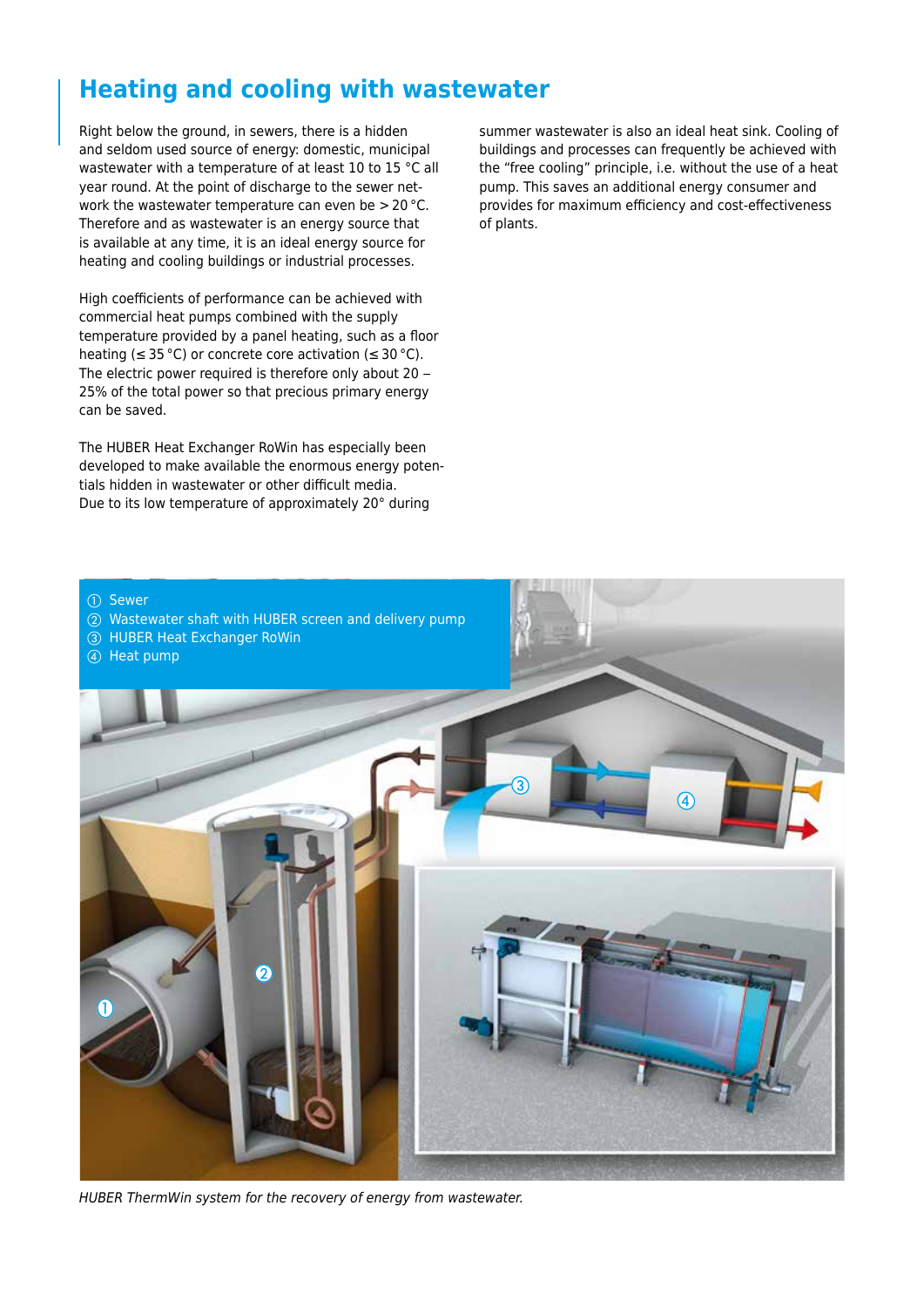## Heating and cooling with wastewater

Right below the ground, in sewers, there is a hidden and seldom used source of energy: domestic, municipal wastewater with a temperature of at least 10 to 15 °C all year round. At the point of discharge to the sewer network the wastewater temperature can even be > 20 °C. Therefore and as wastewater is an energy source that is available at any time, it is an ideal energy source for heating and cooling buildings or industrial processes.

High coefficients of performance can be achieved with commercial heat pumps combined with the supply temperature provided by a panel heating, such as a floor heating (≤ 35 °C) or concrete core activation (≤ 30 °C). The electric power required is therefore only about 20 – 25% of the total power so that precious primary energy can be saved.

The HUBER Heat Exchanger RoWin has especially been developed to make available the enormous energy potentials hidden in wastewater or other difficult media. Due to its low temperature of approximately 20° during summer wastewater is also an ideal heat sink. Cooling of buildings and processes can frequently be achieved with the "free cooling" principle, i.e. without the use of a heat pump. This saves an additional energy consumer and provides for maximum efficiency and cost-effectiveness of plants.

① Sewer
② Wastewater shaft with HUBER screen and delivery pump
③ HUBER Heat Exchanger RoWin
④ Heat pump

*HUBER ThermWin system for the recovery of energy from wastewater.*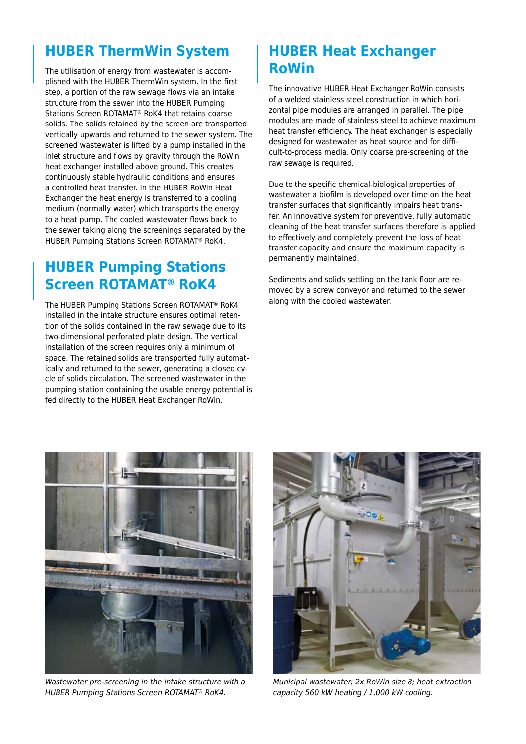## HUBER ThermWin System

The utilisation of energy from wastewater is accomplished with the HUBER ThermWin system. In the first step, a portion of the raw sewage flows via an intake structure from the sewer into the HUBER Pumping Stations Screen ROTAMAT® RoK4 that retains coarse solids. The solids retained by the screen are transported vertically upwards and returned to the sewer system. The screened wastewater is lifted by a pump installed in the inlet structure and flows by gravity through the RoWin heat exchanger installed above ground. This creates continuously stable hydraulic conditions and ensures a controlled heat transfer. In the HUBER RoWin Heat Exchanger the heat energy is transferred to a cooling medium (normally water) which transports the energy to a heat pump. The cooled wastewater flows back to the sewer taking along the screenings separated by the HUBER Pumping Stations Screen ROTAMAT® RoK4.

## HUBER Pumping Stations Screen ROTAMAT® RoK4

The HUBER Pumping Stations Screen ROTAMAT® RoK4 installed in the intake structure ensures optimal retention of the solids contained in the raw sewage due to its two-dimensional perforated plate design. The vertical installation of the screen requires only a minimum of space. The retained solids are transported fully automatically and returned to the sewer, generating a closed cycle of solids circulation. The screened wastewater in the pumping station containing the usable energy potential is fed directly to the HUBER Heat Exchanger RoWin.

## HUBER Heat Exchanger RoWin

The innovative HUBER Heat Exchanger RoWin consists of a welded stainless steel construction in which horizontal pipe modules are arranged in parallel. The pipe modules are made of stainless steel to achieve maximum heat transfer efficiency. The heat exchanger is especially designed for wastewater as heat source and for difficult-to-process media. Only coarse pre-screening of the raw sewage is required.

Due to the specific chemical-biological properties of wastewater a biofilm is developed over time on the heat transfer surfaces that significantly impairs heat transfer. An innovative system for preventive, fully automatic cleaning of the heat transfer surfaces therefore is applied to effectively and completely prevent the loss of heat transfer capacity and ensure the maximum capacity is permanently maintained.

Sediments and solids settling on the tank floor are removed by a screw conveyor and returned to the sewer along with the cooled wastewater.

*Wastewater pre-screening in the intake structure with a HUBER Pumping Stations Screen ROTAMAT® RoK4.*

*Municipal wastewater; 2x RoWin size 8; heat extraction capacity 560 kW heating / 1,000 kW cooling.*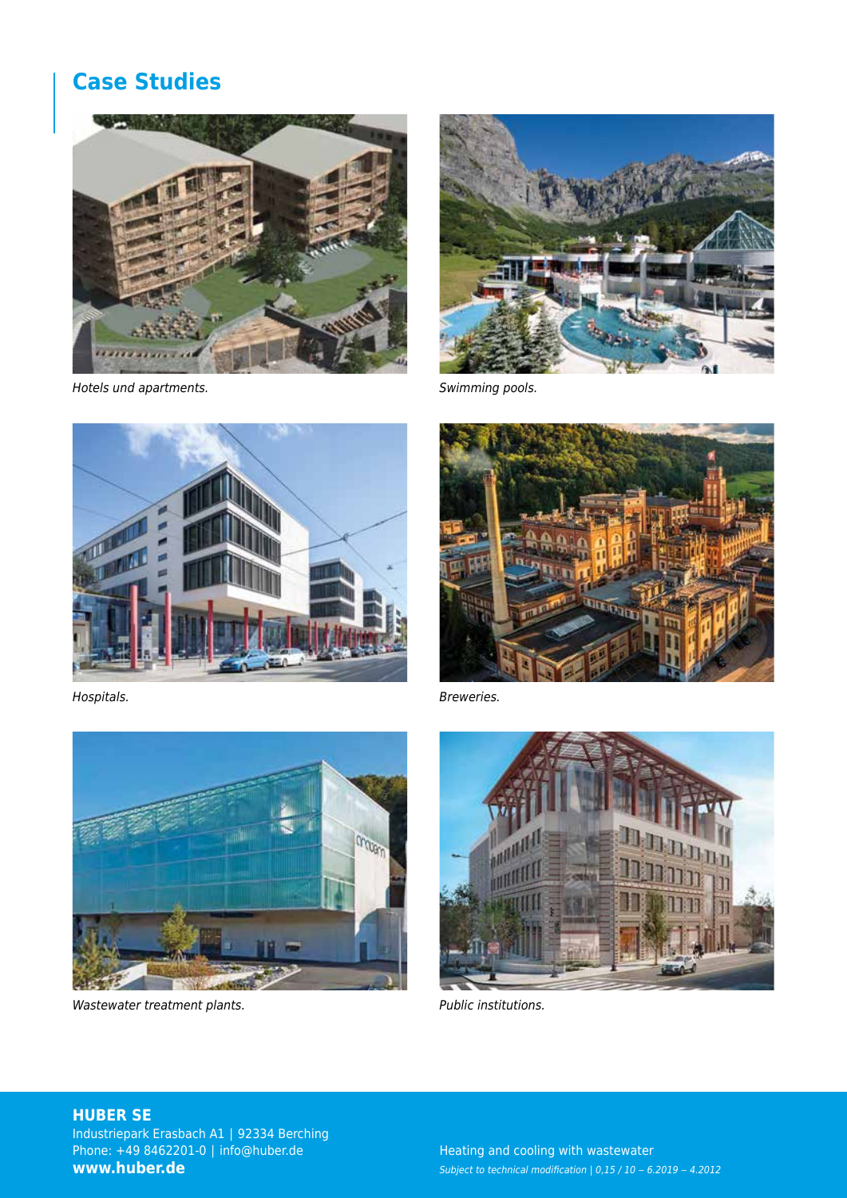## Case Studies

*Hotels und apartments.*

*Swimming pools.*

*Hospitals.*

*Breweries.*

*Wastewater treatment plants.*

*Public institutions.*

**HUBER SE**
Industriepark Erasbach A1 | 92334 Berching
Phone: +49 8462201-0 | info@huber.de
**www.huber.de**

Heating and cooling with wastewater
*Subject to technical modification | 0,15 / 10 – 6.2019 – 4.2012*